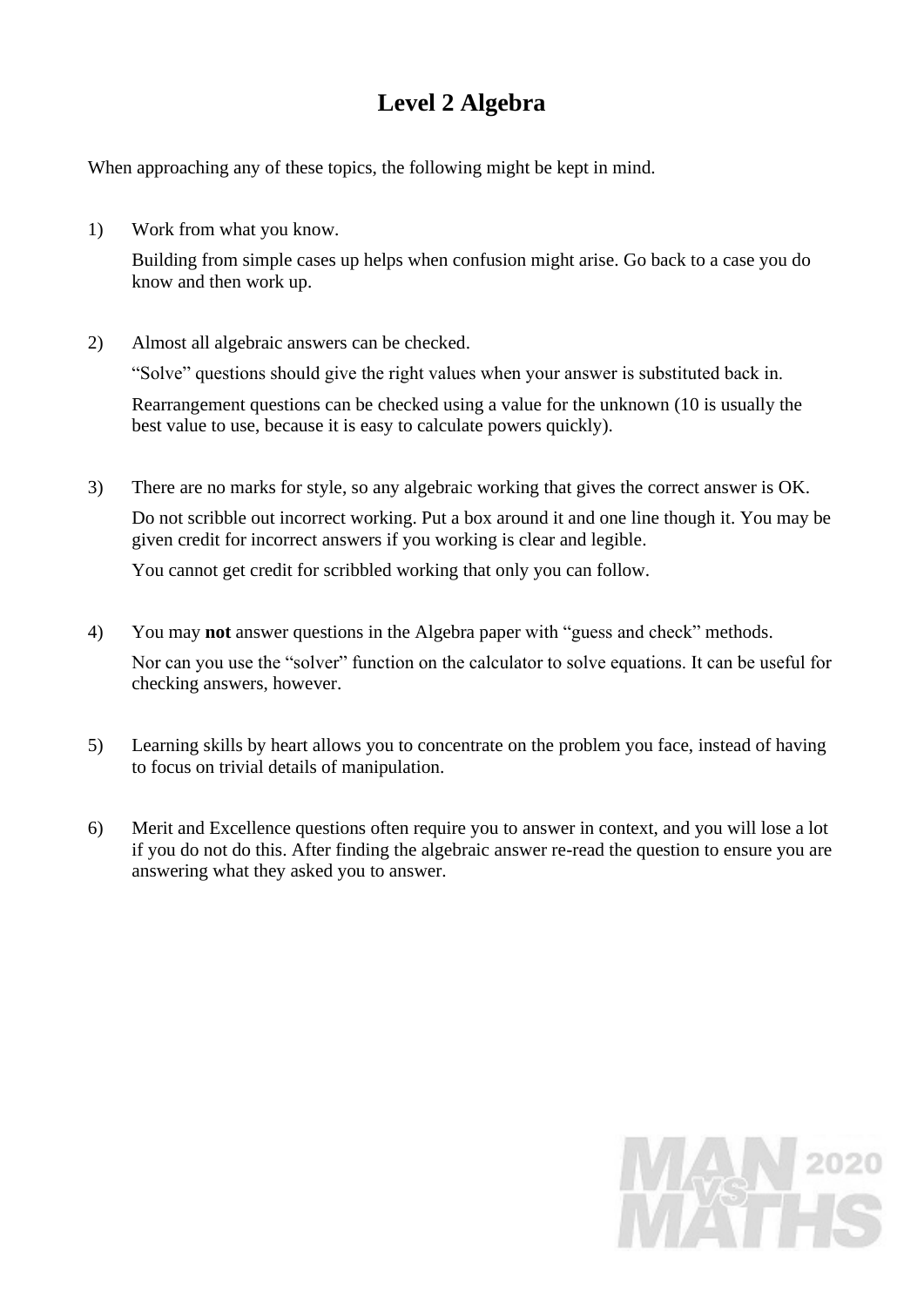# Level 2 Algebra

When approaching any of these topics, the following might be kept in mind.

1) Work from what you know.

   Building from simple cases up helps when confusion might arise. Go back to a case you do know and then work up.

2) Almost all algebraic answers can be checked.

   "Solve" questions should give the right values when your answer is substituted back in.

   Rearrangement questions can be checked using a value for the unknown (10 is usually the best value to use, because it is easy to calculate powers quickly).

3) There are no marks for style, so any algebraic working that gives the correct answer is OK.

   Do not scribble out incorrect working. Put a box around it and one line though it. You may be given credit for incorrect answers if you working is clear and legible.

   You cannot get credit for scribbled working that only you can follow.

4) You may **not** answer questions in the Algebra paper with "guess and check" methods.

   Nor can you use the "solver" function on the calculator to solve equations. It can be useful for checking answers, however.

5) Learning skills by heart allows you to concentrate on the problem you face, instead of having to focus on trivial details of manipulation.

6) Merit and Excellence questions often require you to answer in context, and you will lose a lot if you do not do this. After finding the algebraic answer re-read the question to ensure you are answering what they asked you to answer.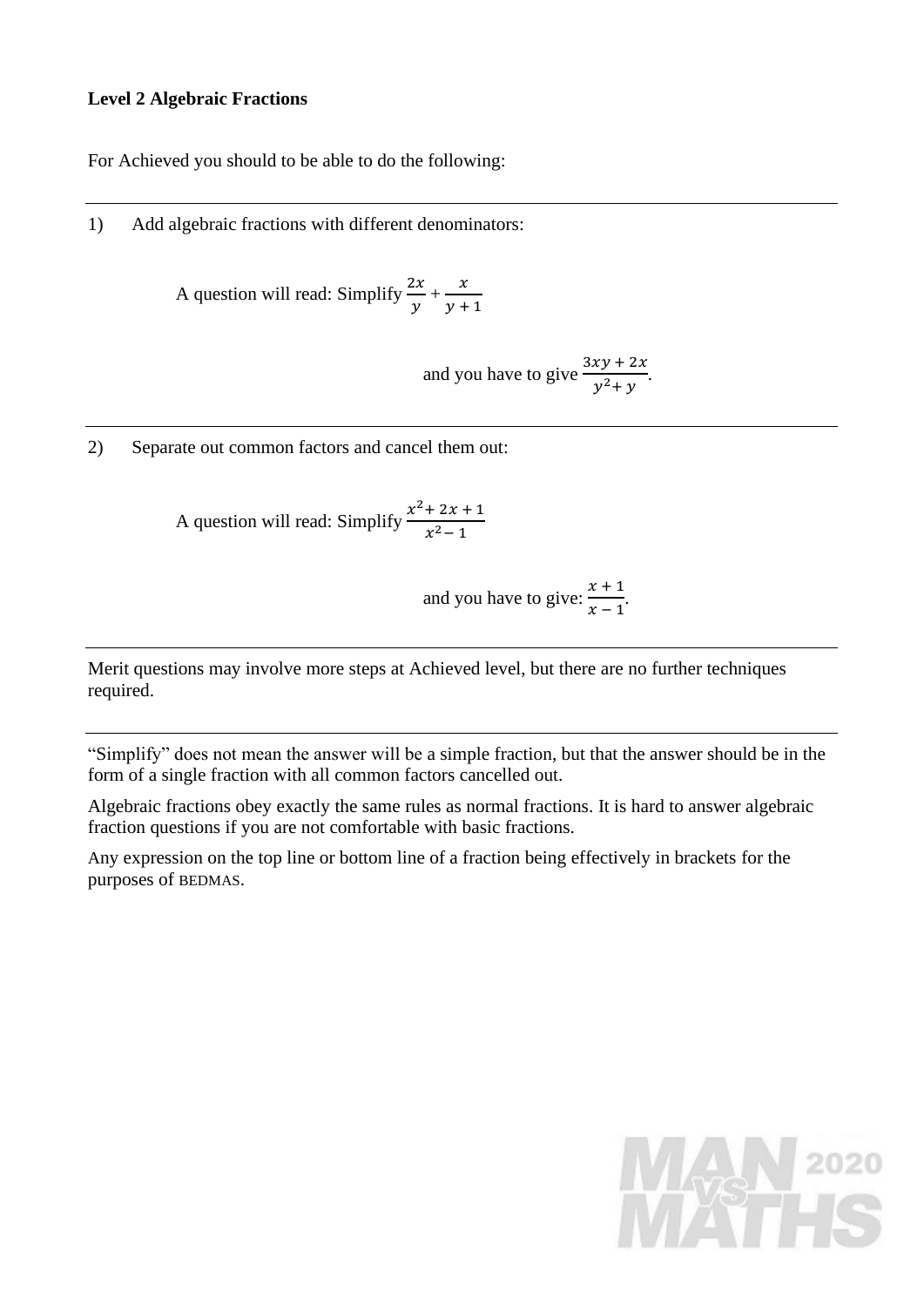**Level 2 Algebraic Fractions**

For Achieved you should to be able to do the following:

---

1) Add algebraic fractions with different denominators:

A question will read: Simplify $\frac{2x}{y} + \frac{x}{y+1}$

and you have to give $\frac{3xy + 2x}{y^2 + y}$.

---

2) Separate out common factors and cancel them out:

A question will read: Simplify $\frac{x^2 + 2x + 1}{x^2 - 1}$

and you have to give: $\frac{x+1}{x-1}$.

---

Merit questions may involve more steps at Achieved level, but there are no further techniques required.

---

"Simplify" does not mean the answer will be a simple fraction, but that the answer should be in the form of a single fraction with all common factors cancelled out.

Algebraic fractions obey exactly the same rules as normal fractions. It is hard to answer algebraic fraction questions if you are not comfortable with basic fractions.

Any expression on the top line or bottom line of a fraction being effectively in brackets for the purposes of BEDMAS.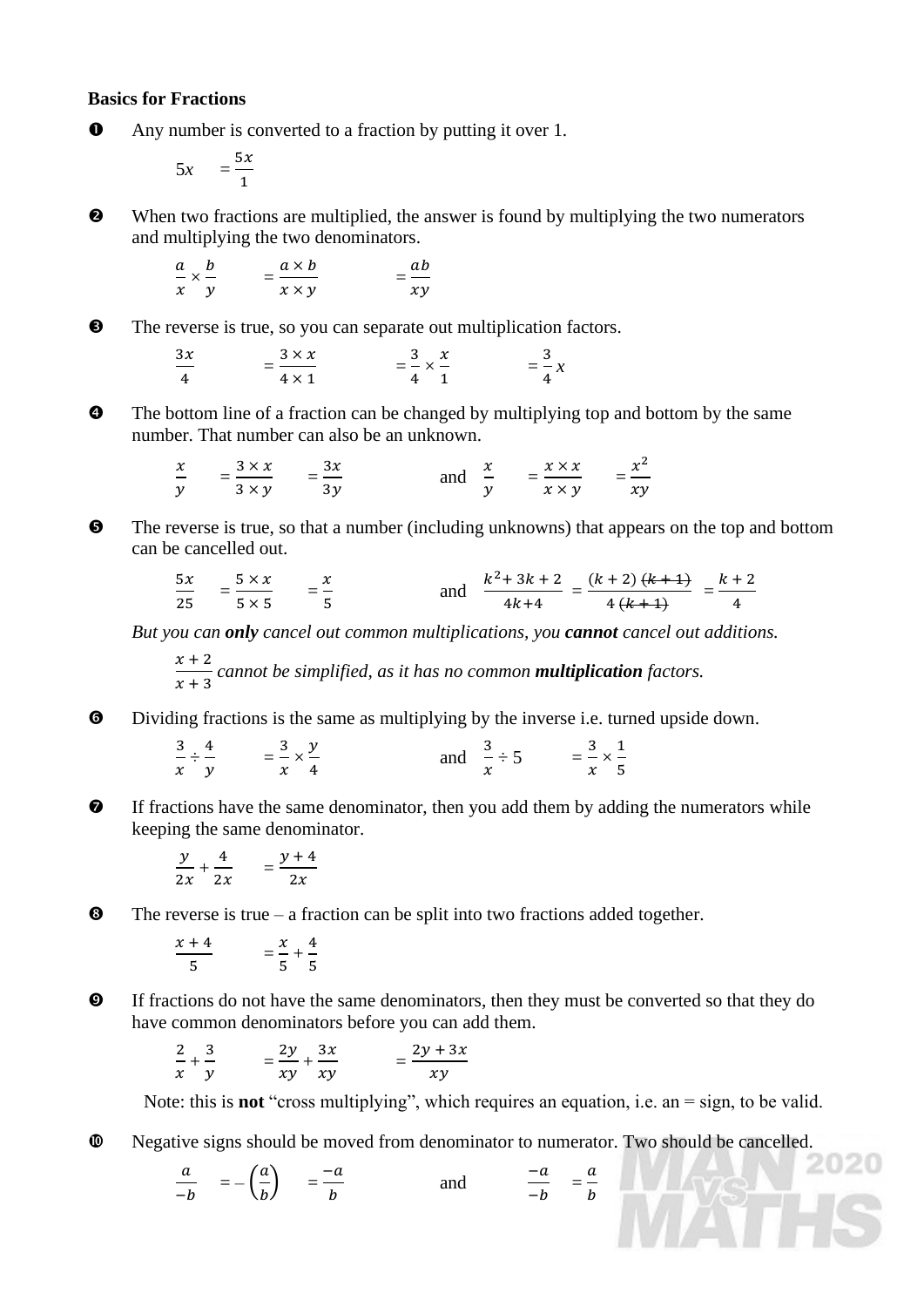**Basics for Fractions**

❶ Any number is converted to a fraction by putting it over 1.

$$5x \quad = \frac{5x}{1}$$

❷ When two fractions are multiplied, the answer is found by multiplying the two numerators and multiplying the two denominators.

$$\frac{a}{x} \times \frac{b}{y} \quad = \frac{a \times b}{x \times y} \quad = \frac{ab}{xy}$$

❸ The reverse is true, so you can separate out multiplication factors.

$$\frac{3x}{4} \quad = \frac{3 \times x}{4 \times 1} \quad = \frac{3}{4} \times \frac{x}{1} \quad = \frac{3}{4}x$$

❹ The bottom line of a fraction can be changed by multiplying top and bottom by the same number. That number can also be an unknown.

$$\frac{x}{y} \quad = \frac{3 \times x}{3 \times y} \quad = \frac{3x}{3y} \qquad \text{and} \qquad \frac{x}{y} \quad = \frac{x \times x}{x \times y} \quad = \frac{x^2}{xy}$$

❺ The reverse is true, so that a number (including unknowns) that appears on the top and bottom can be cancelled out.

$$\frac{5x}{25} \quad = \frac{5 \times x}{5 \times 5} \quad = \frac{x}{5} \qquad \text{and} \qquad \frac{k^2 + 3k + 2}{4k+4} = \frac{(k+2)\,\cancel{(k+1)}}{4\,\cancel{(k+1)}} = \frac{k+2}{4}$$

*But you can **only** cancel out common multiplications, you **cannot** cancel out additions.*

$\frac{x+2}{x+3}$ *cannot be simplified, as it has no common **multiplication** factors.*

❻ Dividing fractions is the same as multiplying by the inverse i.e. turned upside down.

$$\frac{3}{x} \div \frac{4}{y} \quad = \frac{3}{x} \times \frac{y}{4} \qquad \text{and} \qquad \frac{3}{x} \div 5 \quad = \frac{3}{x} \times \frac{1}{5}$$

❼ If fractions have the same denominator, then you add them by adding the numerators while keeping the same denominator.

$$\frac{y}{2x} + \frac{4}{2x} \quad = \frac{y+4}{2x}$$

❽ The reverse is true – a fraction can be split into two fractions added together.

$$\frac{x+4}{5} \quad = \frac{x}{5} + \frac{4}{5}$$

❾ If fractions do not have the same denominators, then they must be converted so that they do have common denominators before you can add them.

$$\frac{2}{x} + \frac{3}{y} \quad = \frac{2y}{xy} + \frac{3x}{xy} \quad = \frac{2y + 3x}{xy}$$

Note: this is **not** "cross multiplying", which requires an equation, i.e. an = sign, to be valid.

❿ Negative signs should be moved from denominator to numerator. Two should be cancelled.

$$\frac{a}{-b} \quad = -\left(\frac{a}{b}\right) \quad = \frac{-a}{b} \qquad \text{and} \qquad \frac{-a}{-b} \quad = \frac{a}{b}$$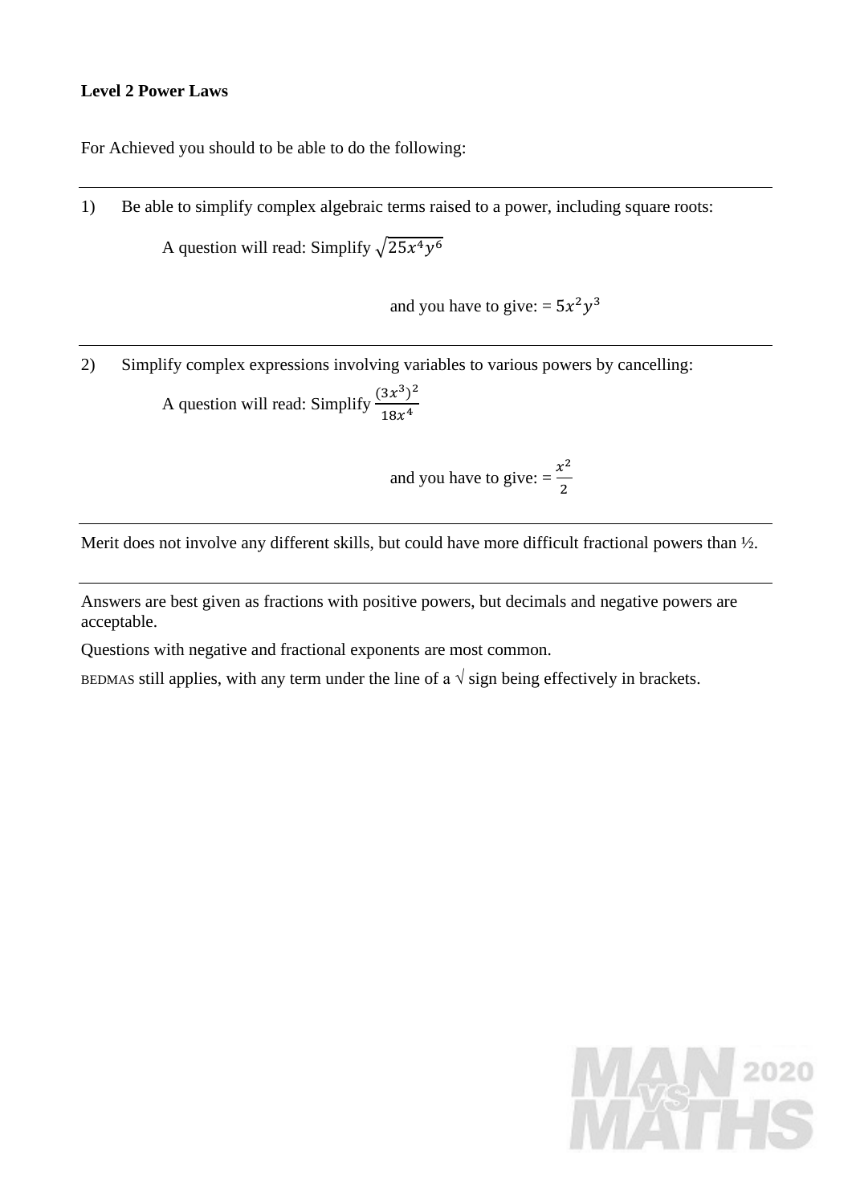**Level 2 Power Laws**

For Achieved you should to be able to do the following:

---

1) Be able to simplify complex algebraic terms raised to a power, including square roots:

A question will read: Simplify $\sqrt{25x^4y^6}$

and you have to give: $= 5x^2y^3$

---

2) Simplify complex expressions involving variables to various powers by cancelling:

A question will read: Simplify $\frac{(3x^3)^2}{18x^4}$

and you have to give: $= \frac{x^2}{2}$

---

Merit does not involve any different skills, but could have more difficult fractional powers than ½.

---

Answers are best given as fractions with positive powers, but decimals and negative powers are acceptable.

Questions with negative and fractional exponents are most common.

BEDMAS still applies, with any term under the line of a √ sign being effectively in brackets.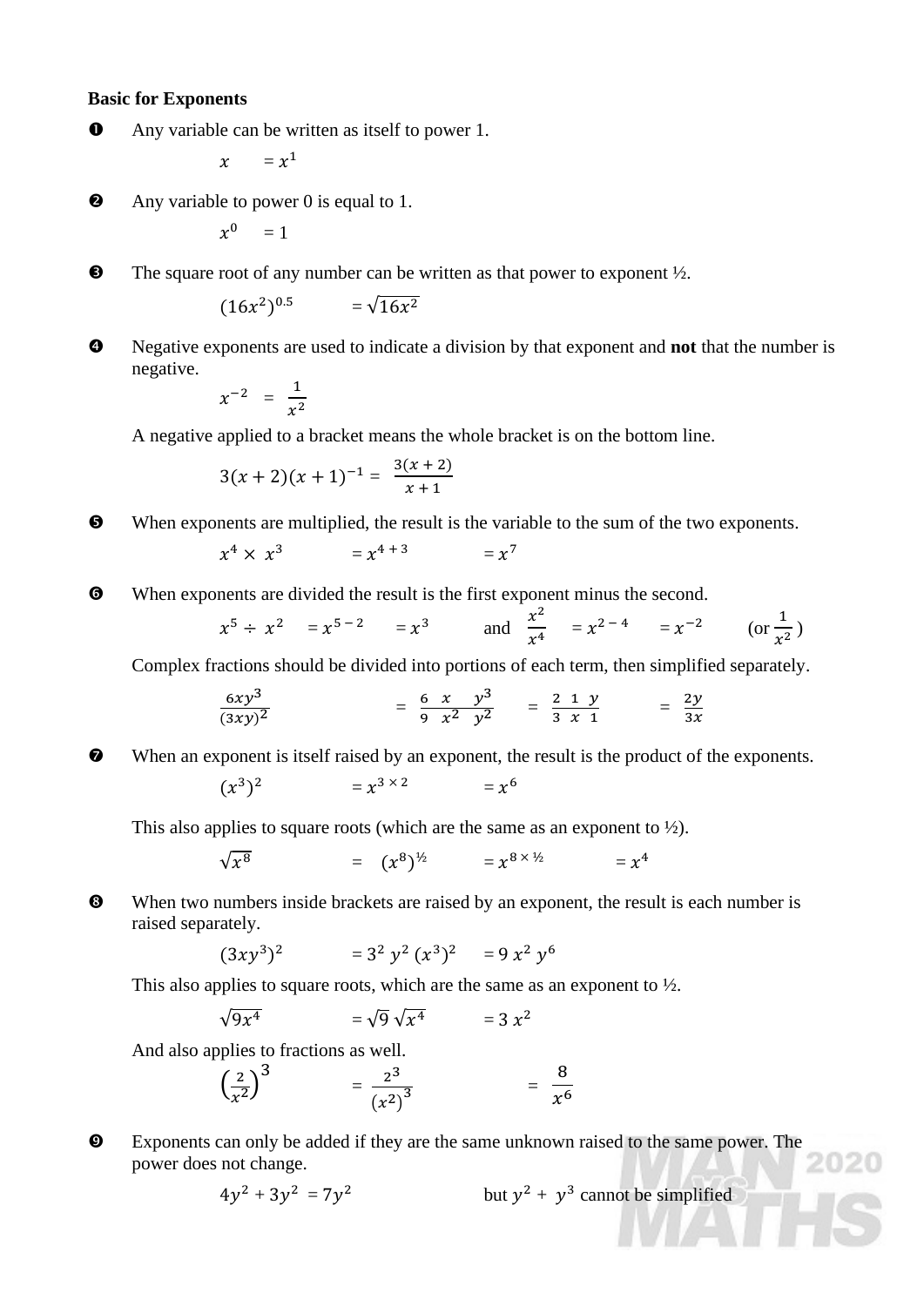**Basic for Exponents**

❶ Any variable can be written as itself to power 1.

$x \quad = x^1$

❷ Any variable to power 0 is equal to 1.

$x^0 \quad = 1$

❸ The square root of any number can be written as that power to exponent ½.

$(16x^2)^{0.5} \quad = \sqrt{16x^2}$

❹ Negative exponents are used to indicate a division by that exponent and **not** that the number is negative.

$x^{-2} \;=\; \frac{1}{x^2}$

A negative applied to a bracket means the whole bracket is on the bottom line.

$3(x+2)(x+1)^{-1} = \frac{3(x+2)}{x+1}$

❺ When exponents are multiplied, the result is the variable to the sum of the two exponents.

$x^4 \times x^3 \quad = x^{4+3} \quad = x^7$

❻ When exponents are divided the result is the first exponent minus the second.

$x^5 \div x^2 \quad = x^{5-2} \quad = x^3$ and $\frac{x^2}{x^4} \quad = x^{2-4} \quad = x^{-2} \quad$ (or $\frac{1}{x^2}$ )

Complex fractions should be divided into portions of each term, then simplified separately.

$\frac{6xy^3}{(3xy)^2} \quad = \frac{6}{9}\;\frac{x}{x^2}\;\frac{y^3}{y^2} \quad = \frac{2}{3}\;\frac{1}{x}\;\frac{y}{1} \quad = \frac{2y}{3x}$

❼ When an exponent is itself raised by an exponent, the result is the product of the exponents.

$(x^3)^2 \quad = x^{3\times 2} \quad = x^6$

This also applies to square roots (which are the same as an exponent to ½).

$\sqrt{x^8} \quad = \quad (x^8)^{½} \quad = x^{8\times ½} \quad = x^4$

❽ When two numbers inside brackets are raised by an exponent, the result is each number is raised separately.

$(3xy^3)^2 \quad = 3^2\,y^2\,(x^3)^2 \quad = 9\,x^2\,y^6$

This also applies to square roots, which are the same as an exponent to ½.

$\sqrt{9x^4} \quad = \sqrt{9}\,\sqrt{x^4} \quad = 3\,x^2$

And also applies to fractions as well.

$\left(\frac{2}{x^2}\right)^3 \quad = \frac{2^3}{(x^2)^3} \quad = \frac{8}{x^6}$

❾ Exponents can only be added if they are the same unknown raised to the same power. The power does not change.

$4y^2 + 3y^2 = 7y^2$ but $y^2 + y^3$ cannot be simplified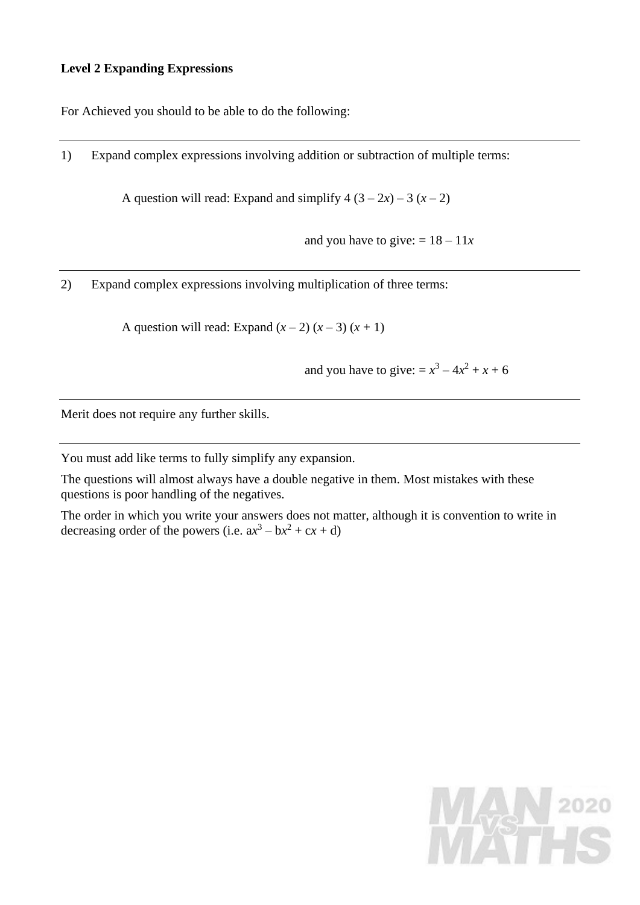**Level 2 Expanding Expressions**

For Achieved you should to be able to do the following:

---

1) Expand complex expressions involving addition or subtraction of multiple terms:

A question will read: Expand and simplify $4\,(3 - 2x) - 3\,(x - 2)$

and you have to give: $= 18 - 11x$

---

2) Expand complex expressions involving multiplication of three terms:

A question will read: Expand $(x - 2)\,(x - 3)\,(x + 1)$

and you have to give: $= x^3 - 4x^2 + x + 6$

---

Merit does not require any further skills.

---

You must add like terms to fully simplify any expansion.

The questions will almost always have a double negative in them. Most mistakes with these questions is poor handling of the negatives.

The order in which you write your answers does not matter, although it is convention to write in decreasing order of the powers (i.e. $ax^3 - bx^2 + cx + d$)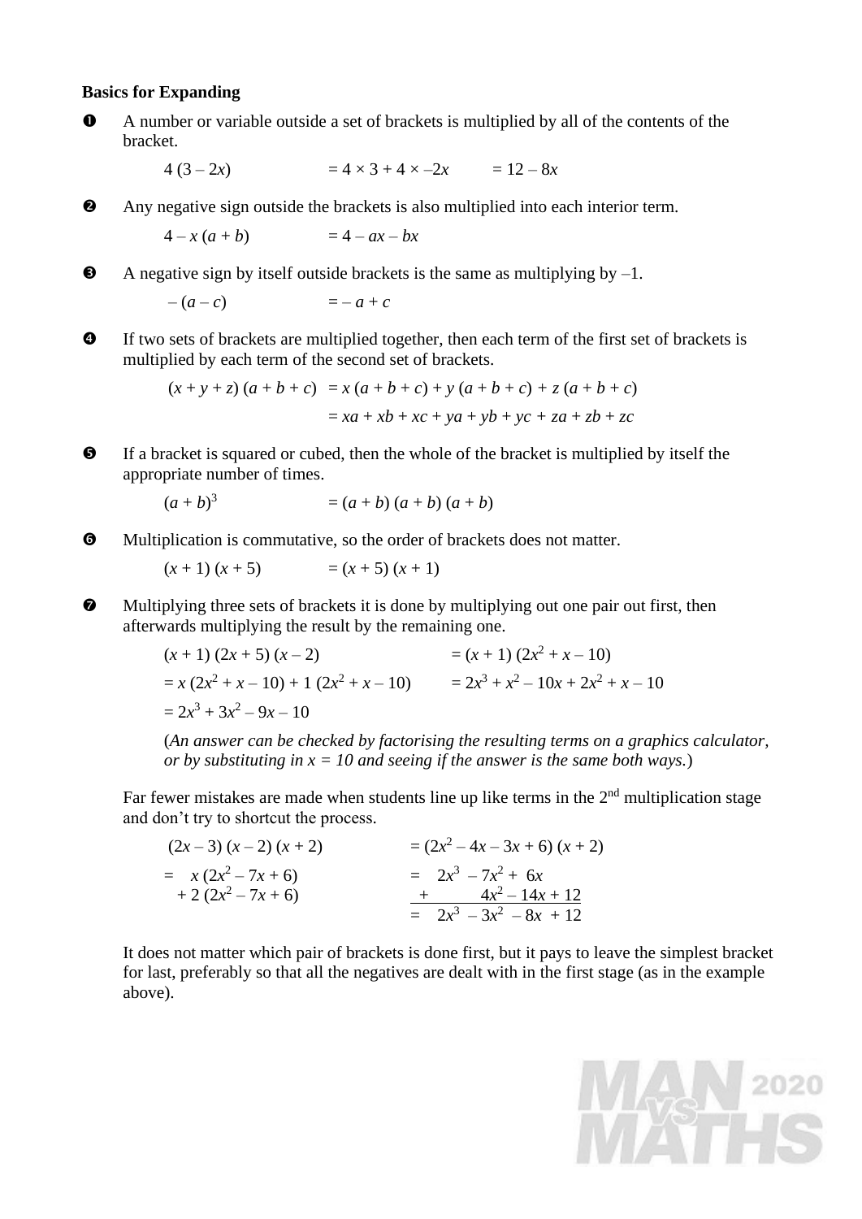**Basics for Expanding**

❶ A number or variable outside a set of brackets is multiplied by all of the contents of the bracket.

$4\,(3 - 2x) \quad = 4 \times 3 + 4 \times -2x \quad = 12 - 8x$

❷ Any negative sign outside the brackets is also multiplied into each interior term.

$4 - x\,(a + b) \quad = 4 - ax - bx$

❸ A negative sign by itself outside brackets is the same as multiplying by –1.

$-\,(a - c) \quad = -\,a + c$

❹ If two sets of brackets are multiplied together, then each term of the first set of brackets is multiplied by each term of the second set of brackets.

$$(x + y + z)\,(a + b + c) = x\,(a + b + c) + y\,(a + b + c) + z\,(a + b + c)$$
$$= xa + xb + xc + ya + yb + yc + za + zb + zc$$

❺ If a bracket is squared or cubed, then the whole of the bracket is multiplied by itself the appropriate number of times.

$(a + b)^3 \quad = (a + b)\,(a + b)\,(a + b)$

❻ Multiplication is commutative, so the order of brackets does not matter.

$(x + 1)\,(x + 5) \quad = (x + 5)\,(x + 1)$

❼ Multiplying three sets of brackets it is done by multiplying out one pair out first, then afterwards multiplying the result by the remaining one.

$(x + 1)\,(2x + 5)\,(x - 2) \quad = (x + 1)\,(2x^2 + x - 10)$

$= x\,(2x^2 + x - 10) + 1\,(2x^2 + x - 10) \quad = 2x^3 + x^2 - 10x + 2x^2 + x - 10$

$= 2x^3 + 3x^2 - 9x - 10$

(*An answer can be checked by factorising the resulting terms on a graphics calculator, or by substituting in x = 10 and seeing if the answer is the same both ways.*)

Far fewer mistakes are made when students line up like terms in the 2nd multiplication stage and don't try to shortcut the process.

$(2x - 3)\,(x - 2)\,(x + 2) \quad = (2x^2 - 4x - 3x + 6)\,(x + 2)$

$$\begin{aligned} &= x\,(2x^2 - 7x + 6) && = 2x^3 - 7x^2 + 6x \\ &\quad + 2\,(2x^2 - 7x + 6) && \underline{+ \qquad\quad 4x^2 - 14x + 12} \\ & && = 2x^3 - 3x^2 - 8x + 12 \end{aligned}$$

It does not matter which pair of brackets is done first, but it pays to leave the simplest bracket for last, preferably so that all the negatives are dealt with in the first stage (as in the example above).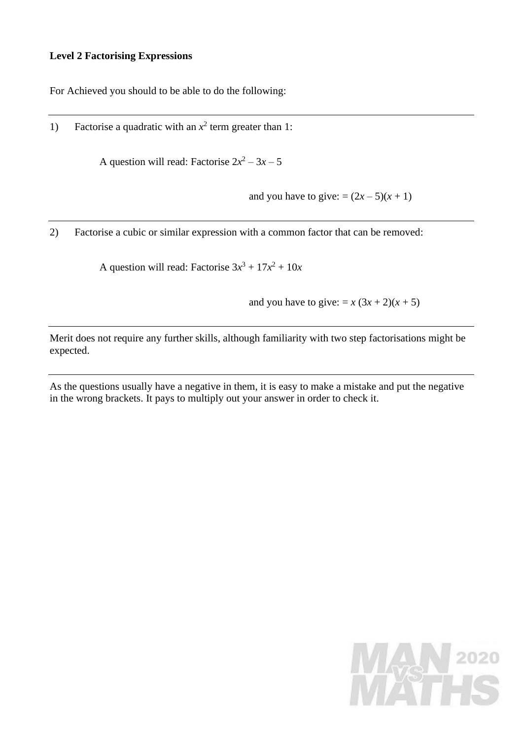**Level 2 Factorising Expressions**

For Achieved you should to be able to do the following:

---

1) Factorise a quadratic with an $x^2$ term greater than 1:

A question will read: Factorise $2x^2 – 3x – 5$

and you have to give: $= (2x – 5)(x + 1)$

---

2) Factorise a cubic or similar expression with a common factor that can be removed:

A question will read: Factorise $3x^3 + 17x^2 + 10x$

and you have to give: $= x\,(3x + 2)(x + 5)$

---

Merit does not require any further skills, although familiarity with two step factorisations might be expected.

---

As the questions usually have a negative in them, it is easy to make a mistake and put the negative in the wrong brackets. It pays to multiply out your answer in order to check it.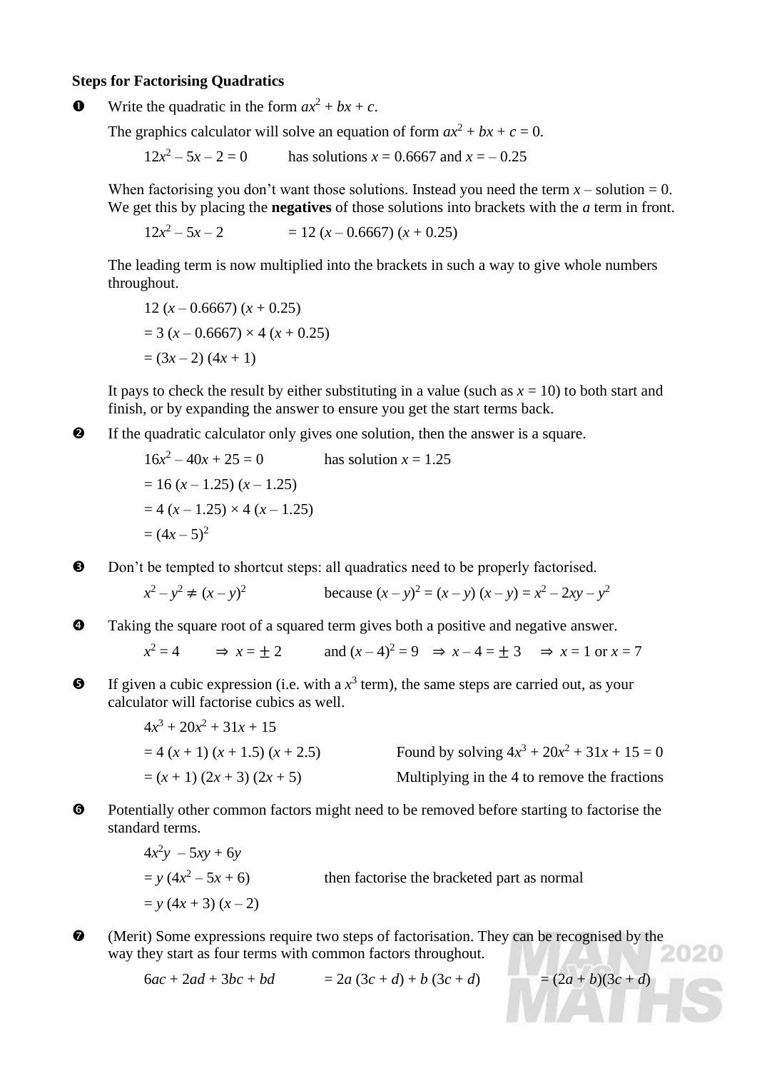**Steps for Factorising Quadratics**

❶ Write the quadratic in the form $ax^2 + bx + c$.

The graphics calculator will solve an equation of form $ax^2 + bx + c = 0$.

$12x^2 - 5x - 2 = 0$ has solutions $x = 0.6667$ and $x = -0.25$

When factorising you don't want those solutions. Instead you need the term $x$ – solution = 0. We get this by placing the **negatives** of those solutions into brackets with the *a* term in front.

$12x^2 - 5x - 2 = 12(x - 0.6667)(x + 0.25)$

The leading term is now multiplied into the brackets in such a way to give whole numbers throughout.

$12(x - 0.6667)(x + 0.25)$

$= 3(x - 0.6667) \times 4(x + 0.25)$

$= (3x - 2)(4x + 1)$

It pays to check the result by either substituting in a value (such as $x = 10$) to both start and finish, or by expanding the answer to ensure you get the start terms back.

❷ If the quadratic calculator only gives one solution, then the answer is a square.

$16x^2 - 40x + 25 = 0$ has solution $x = 1.25$

$= 16(x - 1.25)(x - 1.25)$

$= 4(x - 1.25) \times 4(x - 1.25)$

$= (4x - 5)^2$

❸ Don't be tempted to shortcut steps: all quadratics need to be properly factorised.

$x^2 - y^2 \neq (x - y)^2$ because $(x - y)^2 = (x - y)(x - y) = x^2 - 2xy - y^2$

❹ Taking the square root of a squared term gives both a positive and negative answer.

$x^2 = 4 \Rightarrow x = \pm 2$ and $(x - 4)^2 = 9 \Rightarrow x - 4 = \pm 3 \Rightarrow x = 1$ or $x = 7$

❺ If given a cubic expression (i.e. with a $x^3$ term), the same steps are carried out, as your calculator will factorise cubics as well.

$4x^3 + 20x^2 + 31x + 15$

$= 4(x + 1)(x + 1.5)(x + 2.5)$ Found by solving $4x^3 + 20x^2 + 31x + 15 = 0$

$= (x + 1)(2x + 3)(2x + 5)$ Multiplying in the 4 to remove the fractions

❻ Potentially other common factors might need to be removed before starting to factorise the standard terms.

$4x^2y - 5xy + 6y$

$= y(4x^2 - 5x + 6)$ then factorise the bracketed part as normal

$= y(4x + 3)(x - 2)$

❼ (Merit) Some expressions require two steps of factorisation. They can be recognised by the way they start as four terms with common factors throughout.

$6ac + 2ad + 3bc + bd = 2a(3c + d) + b(3c + d) = (2a + b)(3c + d)$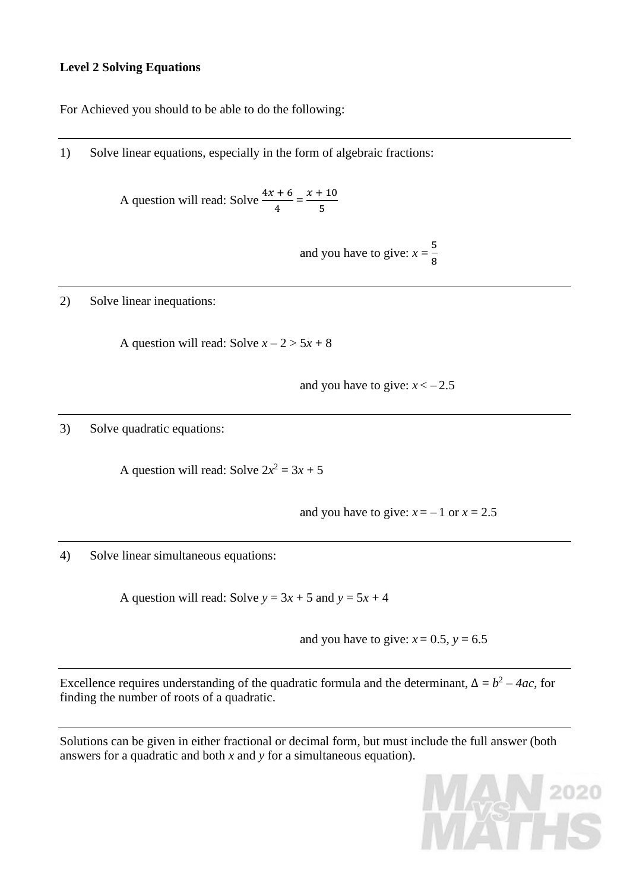**Level 2 Solving Equations**

For Achieved you should to be able to do the following:

---

1) Solve linear equations, especially in the form of algebraic fractions:

A question will read: Solve $\frac{4x + 6}{4} = \frac{x + 10}{5}$

and you have to give: $x = \frac{5}{8}$

---

2) Solve linear inequations:

A question will read: Solve $x – 2 > 5x + 8$

and you have to give: $x < – 2.5$

---

3) Solve quadratic equations:

A question will read: Solve $2x^2 = 3x + 5$

and you have to give: $x = – 1$ or $x = 2.5$

---

4) Solve linear simultaneous equations:

A question will read: Solve $y = 3x + 5$ and $y = 5x + 4$

and you have to give: $x = 0.5$, $y = 6.5$

---

Excellence requires understanding of the quadratic formula and the determinant, $\Delta = b^2 – 4ac$, for finding the number of roots of a quadratic.

---

Solutions can be given in either fractional or decimal form, but must include the full answer (both answers for a quadratic and both $x$ and $y$ for a simultaneous equation).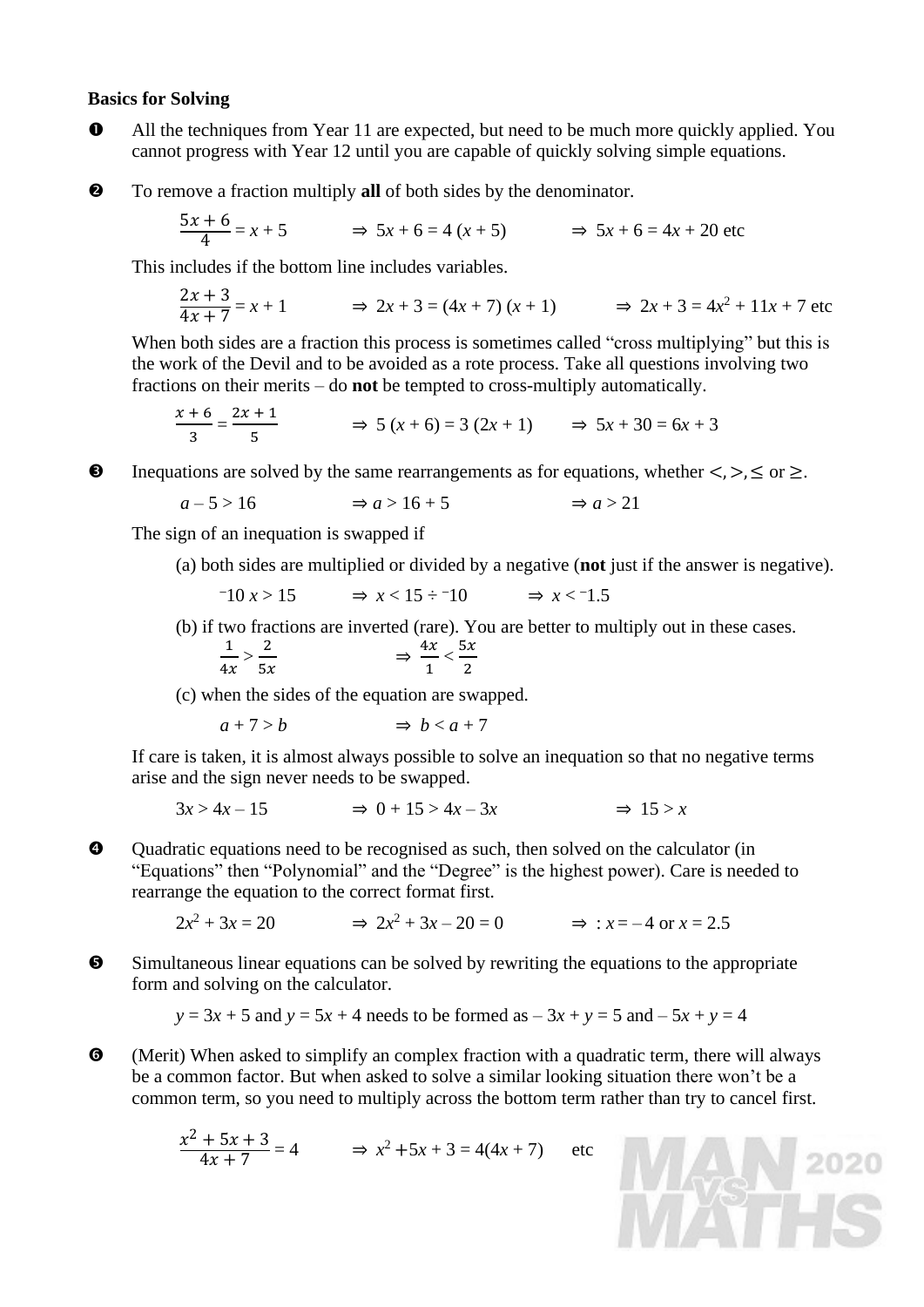**Basics for Solving**

❶ All the techniques from Year 11 are expected, but need to be much more quickly applied. You cannot progress with Year 12 until you are capable of quickly solving simple equations.

❷ To remove a fraction multiply **all** of both sides by the denominator.

$$\frac{5x+6}{4} = x + 5 \qquad \Rightarrow 5x + 6 = 4\,(x + 5) \qquad \Rightarrow 5x + 6 = 4x + 20 \text{ etc}$$

This includes if the bottom line includes variables.

$$\frac{2x+3}{4x+7} = x + 1 \qquad \Rightarrow 2x + 3 = (4x + 7)\,(x + 1) \qquad \Rightarrow 2x + 3 = 4x^2 + 11x + 7 \text{ etc}$$

When both sides are a fraction this process is sometimes called "cross multiplying" but this is the work of the Devil and to be avoided as a rote process. Take all questions involving two fractions on their merits – do **not** be tempted to cross-multiply automatically.

$$\frac{x+6}{3} = \frac{2x+1}{5} \qquad \Rightarrow 5\,(x + 6) = 3\,(2x + 1) \qquad \Rightarrow 5x + 30 = 6x + 3$$

❸ Inequations are solved by the same rearrangements as for equations, whether $<, >, \leq$ or $\geq$.

$$a - 5 > 16 \qquad \Rightarrow a > 16 + 5 \qquad \Rightarrow a > 21$$

The sign of an inequation is swapped if

(a) both sides are multiplied or divided by a negative (**not** just if the answer is negative).

$$^{-}10\,x > 15 \qquad \Rightarrow x < 15 \div {}^{-}10 \qquad \Rightarrow x < {}^{-}1.5$$

(b) if two fractions are inverted (rare). You are better to multiply out in these cases.

$$\frac{1}{4x} > \frac{2}{5x} \qquad \Rightarrow \frac{4x}{1} < \frac{5x}{2}$$

(c) when the sides of the equation are swapped.

$$a + 7 > b \qquad \Rightarrow b < a + 7$$

If care is taken, it is almost always possible to solve an inequation so that no negative terms arise and the sign never needs to be swapped.

$$3x > 4x - 15 \qquad \Rightarrow 0 + 15 > 4x - 3x \qquad \Rightarrow 15 > x$$

❹ Quadratic equations need to be recognised as such, then solved on the calculator (in "Equations" then "Polynomial" and the "Degree" is the highest power). Care is needed to rearrange the equation to the correct format first.

$$2x^2 + 3x = 20 \qquad \Rightarrow 2x^2 + 3x - 20 = 0 \qquad \Rightarrow : x = -4 \text{ or } x = 2.5$$

❺ Simultaneous linear equations can be solved by rewriting the equations to the appropriate form and solving on the calculator.

$y = 3x + 5$ and $y = 5x + 4$ needs to be formed as $-3x + y = 5$ and $-5x + y = 4$

❻ (Merit) When asked to simplify an complex fraction with a quadratic term, there will always be a common factor. But when asked to solve a similar looking situation there won't be a common term, so you need to multiply across the bottom term rather than try to cancel first.

$$\frac{x^2+5x+3}{4x+7} = 4 \qquad \Rightarrow x^2 + 5x + 3 = 4(4x + 7) \qquad \text{etc}$$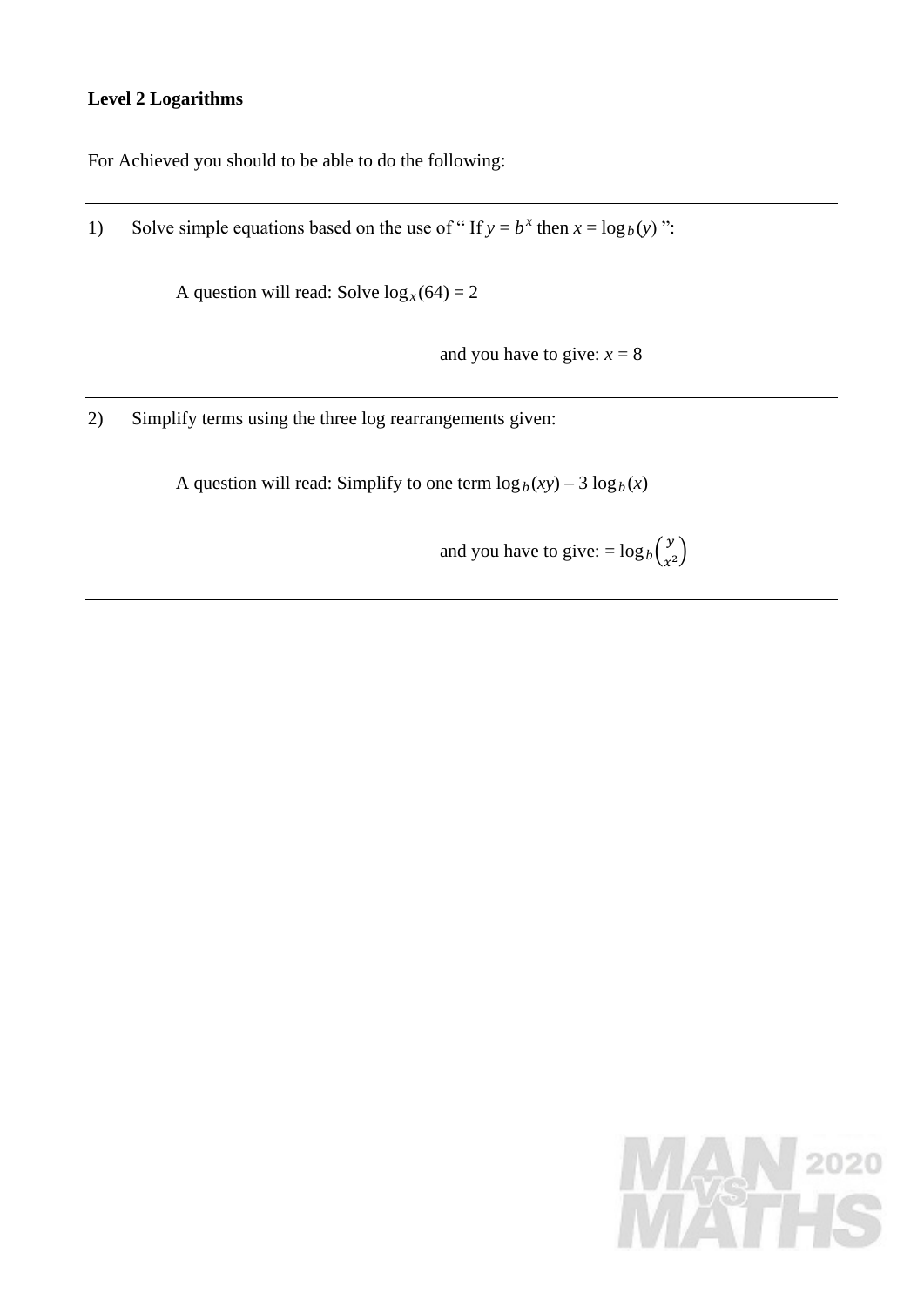**Level 2 Logarithms**

For Achieved you should to be able to do the following:

---

1) Solve simple equations based on the use of " If $y = b^x$ then $x = \log_b(y)$ ":

A question will read: Solve $\log_x(64) = 2$

and you have to give: $x = 8$

---

2) Simplify terms using the three log rearrangements given:

A question will read: Simplify to one term $\log_b(xy) - 3\log_b(x)$

and you have to give: $= \log_b\left(\frac{y}{x^2}\right)$

---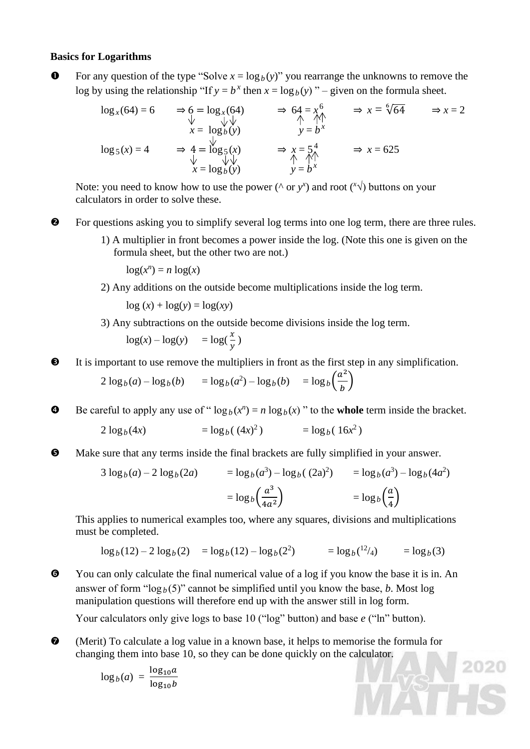**Basics for Logarithms**

❶ For any question of the type "Solve $x = \log_b(y)$" you rearrange the unknowns to remove the log by using the relationship "If $y = b^x$ then $x = \log_b(y)$ " – given on the formula sheet.

$\log_x(64) = 6 \quad \Rightarrow 6 = \log_x(64) \quad \Rightarrow 64 = x^6 \quad \Rightarrow x = \sqrt[6]{64} \quad \Rightarrow x = 2$

$\qquad\qquad\qquad\quad x = \log_b(y) \qquad\quad y = b^x$

$\log_5(x) = 4 \quad \Rightarrow 4 = \log_5(x) \quad \Rightarrow x = 5^4 \quad \Rightarrow x = 625$

$\qquad\qquad\qquad\quad x = \log_b(y) \qquad\quad y = b^x$

Note: you need to know how to use the power (^ or $y^x$) and root ($^x\sqrt{}$) buttons on your calculators in order to solve these.

❷ For questions asking you to simplify several log terms into one log term, there are three rules.

1) A multiplier in front becomes a power inside the log. (Note this one is given on the formula sheet, but the other two are not.)

$\log(x^n) = n \log(x)$

2) Any additions on the outside become multiplications inside the log term.

$\log(x) + \log(y) = \log(xy)$

3) Any subtractions on the outside become divisions inside the log term.

$\log(x) – \log(y) \quad = \log(\frac{x}{y})$

❸ It is important to use remove the multipliers in front as the first step in any simplification.

$2\log_b(a) – \log_b(b) \quad = \log_b(a^2) – \log_b(b) \quad = \log_b\left(\frac{a^2}{b}\right)$

❹ Be careful to apply any use of " $\log_b(x^n) = n \log_b(x)$ " to the **whole** term inside the bracket.

$2\log_b(4x) \qquad = \log_b(\,(4x)^2\,) \qquad = \log_b(\,16x^2\,)$

❺ Make sure that any terms inside the final brackets are fully simplified in your answer.

$3\log_b(a) – 2\log_b(2a) \quad = \log_b(a^3) – \log_b(\,(2a)^2) \quad = \log_b(a^3) – \log_b(4a^2)$

$\qquad\qquad\qquad\qquad\qquad = \log_b\left(\frac{a^3}{4a^2}\right) \qquad = \log_b\left(\frac{a}{4}\right)$

This applies to numerical examples too, where any squares, divisions and multiplications must be completed.

$\log_b(12) – 2\log_b(2) \quad = \log_b(12) – \log_b(2^2) \quad = \log_b(^{12}/_4) \quad = \log_b(3)$

❻ You can only calculate the final numerical value of a log if you know the base it is in. An answer of form "$\log_b(5)$" cannot be simplified until you know the base, $b$. Most log manipulation questions will therefore end up with the answer still in log form.

Your calculators only give logs to base 10 ("log" button) and base $e$ ("ln" button).

❼ (Merit) To calculate a log value in a known base, it helps to memorise the formula for changing them into base 10, so they can be done quickly on the calculator.

$\log_b(a) \ = \ \frac{\log_{10}a}{\log_{10}b}$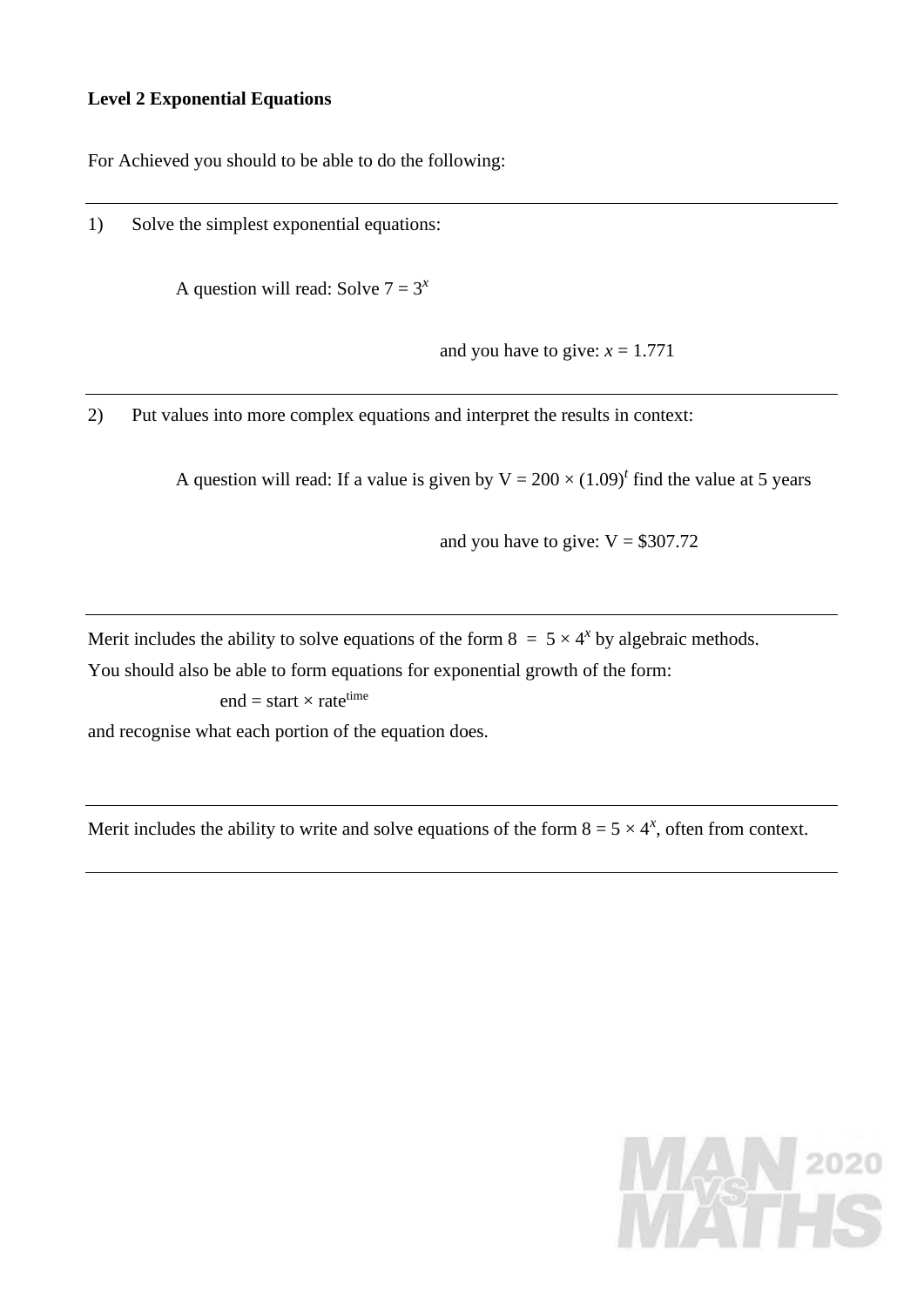**Level 2 Exponential Equations**

For Achieved you should to be able to do the following:

---

1) Solve the simplest exponential equations:

A question will read: Solve $7 = 3^x$

and you have to give: $x = 1.771$

---

2) Put values into more complex equations and interpret the results in context:

A question will read: If a value is given by $V = 200 \times (1.09)^t$ find the value at 5 years

and you have to give: V = $307.72

---

Merit includes the ability to solve equations of the form $8 = 5 \times 4^x$ by algebraic methods.
You should also be able to form equations for exponential growth of the form:

$\text{end} = \text{start} \times \text{rate}^{\text{time}}$

and recognise what each portion of the equation does.

---

Merit includes the ability to write and solve equations of the form $8 = 5 \times 4^x$, often from context.

---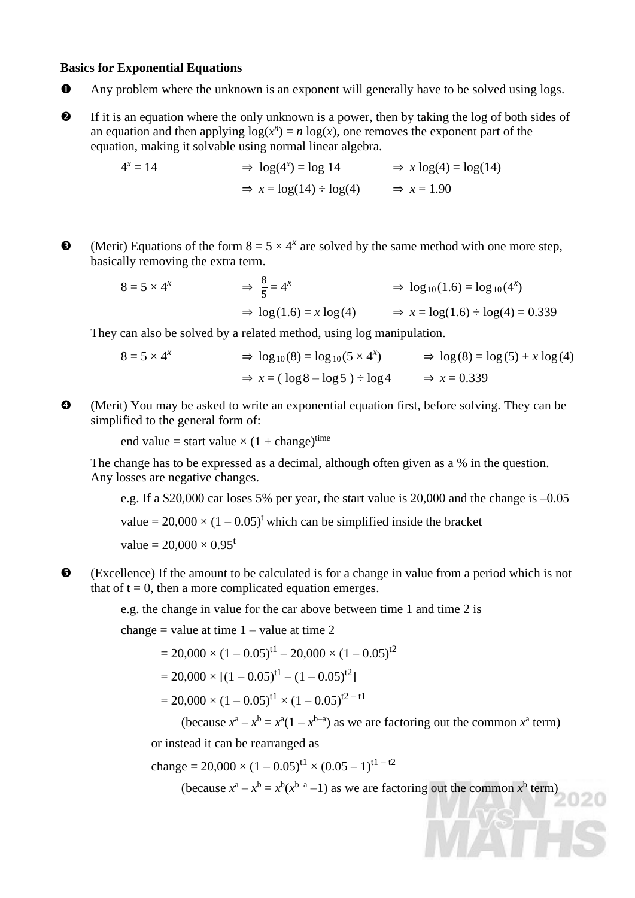**Basics for Exponential Equations**

❶ Any problem where the unknown is an exponent will generally have to be solved using logs.

❷ If it is an equation where the only unknown is a power, then by taking the log of both sides of an equation and then applying $\log(x^n) = n \log(x)$, one removes the exponent part of the equation, making it solvable using normal linear algebra.

$4^x = 14 \quad \Rightarrow \log(4^x) = \log 14 \quad \Rightarrow x \log(4) = \log(14)$

$\Rightarrow x = \log(14) \div \log(4) \quad \Rightarrow x = 1.90$

❸ (Merit) Equations of the form $8 = 5 \times 4^x$ are solved by the same method with one more step, basically removing the extra term.

$8 = 5 \times 4^x \quad \Rightarrow \frac{8}{5} = 4^x \quad \Rightarrow \log_{10}(1.6) = \log_{10}(4^x)$

$\Rightarrow \log(1.6) = x \log(4) \quad \Rightarrow x = \log(1.6) \div \log(4) = 0.339$

They can also be solved by a related method, using log manipulation.

$8 = 5 \times 4^x \quad \Rightarrow \log_{10}(8) = \log_{10}(5 \times 4^x) \quad \Rightarrow \log(8) = \log(5) + x \log(4)$

$\Rightarrow x = (\log 8 - \log 5) \div \log 4 \quad \Rightarrow x = 0.339$

❹ (Merit) You may be asked to write an exponential equation first, before solving. They can be simplified to the general form of:

end value = start value × (1 + change)$^{\text{time}}$

The change has to be expressed as a decimal, although often given as a % in the question. Any losses are negative changes.

e.g. If a \$20,000 car loses 5% per year, the start value is 20,000 and the change is –0.05

value = $20{,}000 \times (1 - 0.05)^t$ which can be simplified inside the bracket

value = $20{,}000 \times 0.95^t$

❺ (Excellence) If the amount to be calculated is for a change in value from a period which is not that of t = 0, then a more complicated equation emerges.

e.g. the change in value for the car above between time 1 and time 2 is

change = value at time 1 – value at time 2

$= 20{,}000 \times (1 - 0.05)^{t1} - 20{,}000 \times (1 - 0.05)^{t2}$

$= 20{,}000 \times [(1 - 0.05)^{t1} - (1 - 0.05)^{t2}]$

$= 20{,}000 \times (1 - 0.05)^{t1} \times (1 - 0.05)^{t2 - t1}$

(because $x^a - x^b = x^a(1 - x^{b-a})$ as we are factoring out the common $x^a$ term)

or instead it can be rearranged as

change $= 20{,}000 \times (1 - 0.05)^{t1} \times (0.05 - 1)^{t1 - t2}$

(because $x^a - x^b = x^b(x^{b-a} - 1)$ as we are factoring out the common $x^b$ term)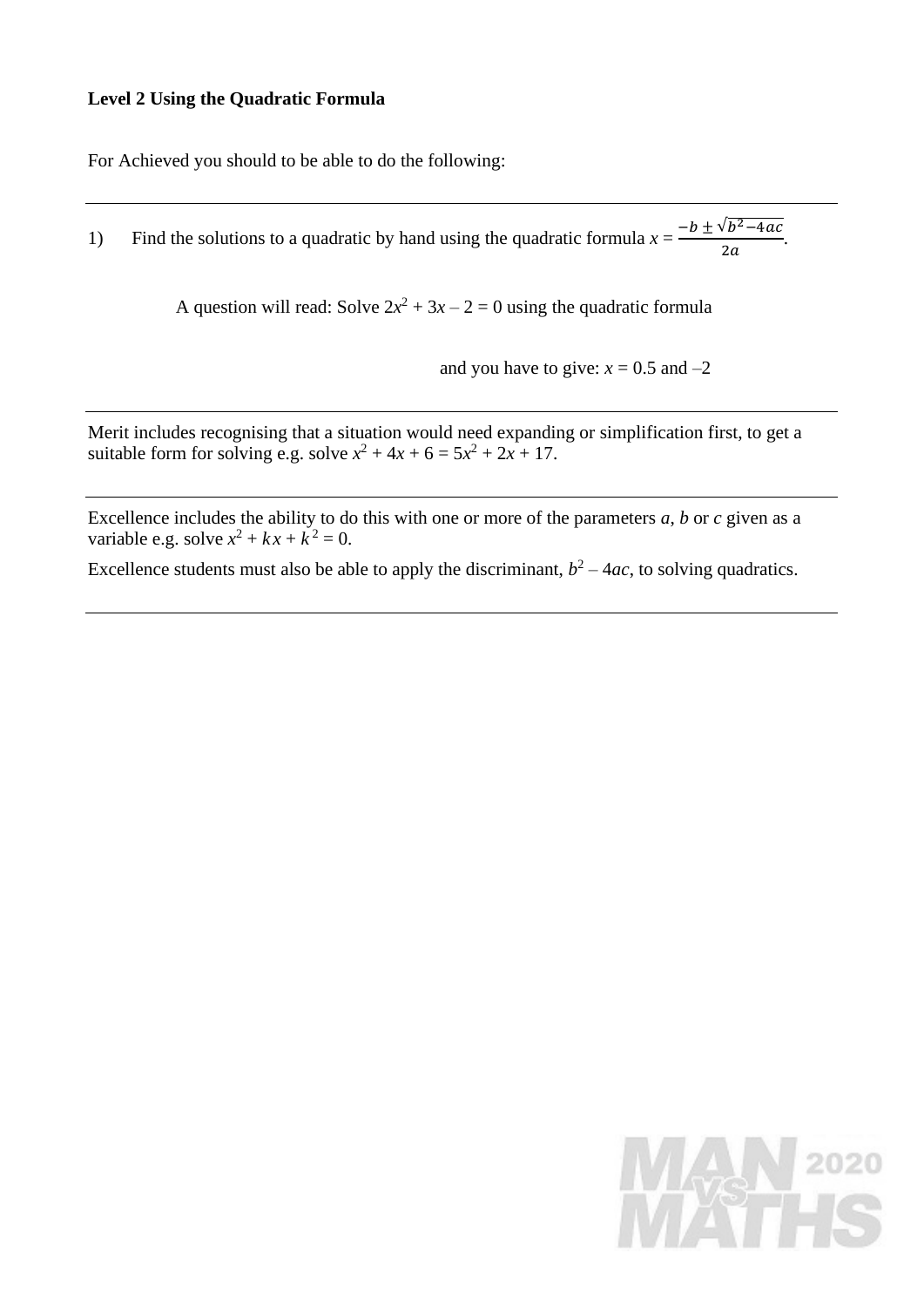**Level 2 Using the Quadratic Formula**

For Achieved you should to be able to do the following:

---

1) Find the solutions to a quadratic by hand using the quadratic formula $x = \frac{-b \pm \sqrt{b^2 - 4ac}}{2a}$.

A question will read: Solve $2x^2 + 3x - 2 = 0$ using the quadratic formula

and you have to give: $x = 0.5$ and $-2$

---

Merit includes recognising that a situation would need expanding or simplification first, to get a suitable form for solving e.g. solve $x^2 + 4x + 6 = 5x^2 + 2x + 17$.

---

Excellence includes the ability to do this with one or more of the parameters $a$, $b$ or $c$ given as a variable e.g. solve $x^2 + kx + k^2 = 0$.

Excellence students must also be able to apply the discriminant, $b^2 - 4ac$, to solving quadratics.

---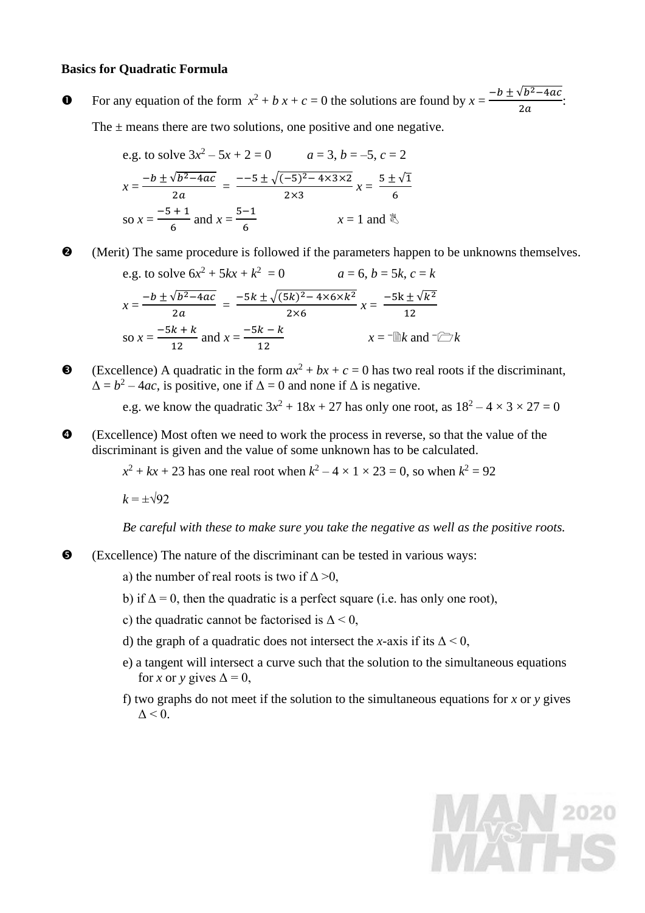**Basics for Quadratic Formula**

❶ For any equation of the form $x^2 + b\,x + c = 0$ the solutions are found by $x = \frac{-b \pm \sqrt{b^2-4ac}}{2a}$:

The ± means there are two solutions, one positive and one negative.

e.g. to solve $3x^2 - 5x + 2 = 0$  $a = 3$, $b = -5$, $c = 2$

$x = \frac{-b \pm \sqrt{b^2-4ac}}{2a} = \frac{--5 \pm \sqrt{(-5)^2 - 4\times3\times2}}{2\times3}$ $x = \frac{5 \pm \sqrt{1}}{6}$

so $x = \frac{-5+1}{6}$ and $x = \frac{5-1}{6}$  $x = 1$ and ✎

❷ (Merit) The same procedure is followed if the parameters happen to be unknowns themselves.

e.g. to solve $6x^2 + 5kx + k^2 = 0$  $a = 6$, $b = 5k$, $c = k$

$x = \frac{-b \pm \sqrt{b^2-4ac}}{2a} = \frac{-5k \pm \sqrt{(5k)^2 - 4\times6\times k^2}}{2\times6}$ $x = \frac{-5k \pm \sqrt{k^2}}{12}$

so $x = \frac{-5k+k}{12}$ and $x = \frac{-5k-k}{12}$  $x = -$🖹$k$ and $-$🗁$k$

❸ (Excellence) A quadratic in the form $ax^2 + bx + c = 0$ has two real roots if the discriminant, $\Delta = b^2 - 4ac$, is positive, one if $\Delta = 0$ and none if $\Delta$ is negative.

e.g. we know the quadratic $3x^2 + 18x + 27$ has only one root, as $18^2 - 4 \times 3 \times 27 = 0$

❹ (Excellence) Most often we need to work the process in reverse, so that the value of the discriminant is given and the value of some unknown has to be calculated.

$x^2 + kx + 23$ has one real root when $k^2 - 4 \times 1 \times 23 = 0$, so when $k^2 = 92$

$k = \pm\sqrt{92}$

*Be careful with these to make sure you take the negative as well as the positive roots.*

❺ (Excellence) The nature of the discriminant can be tested in various ways:

a) the number of real roots is two if $\Delta > 0$,

b) if $\Delta = 0$, then the quadratic is a perfect square (i.e. has only one root),

c) the quadratic cannot be factorised is $\Delta < 0$,

d) the graph of a quadratic does not intersect the $x$-axis if its $\Delta < 0$,

e) a tangent will intersect a curve such that the solution to the simultaneous equations for $x$ or $y$ gives $\Delta = 0$,

f) two graphs do not meet if the solution to the simultaneous equations for $x$ or $y$ gives $\Delta < 0$.